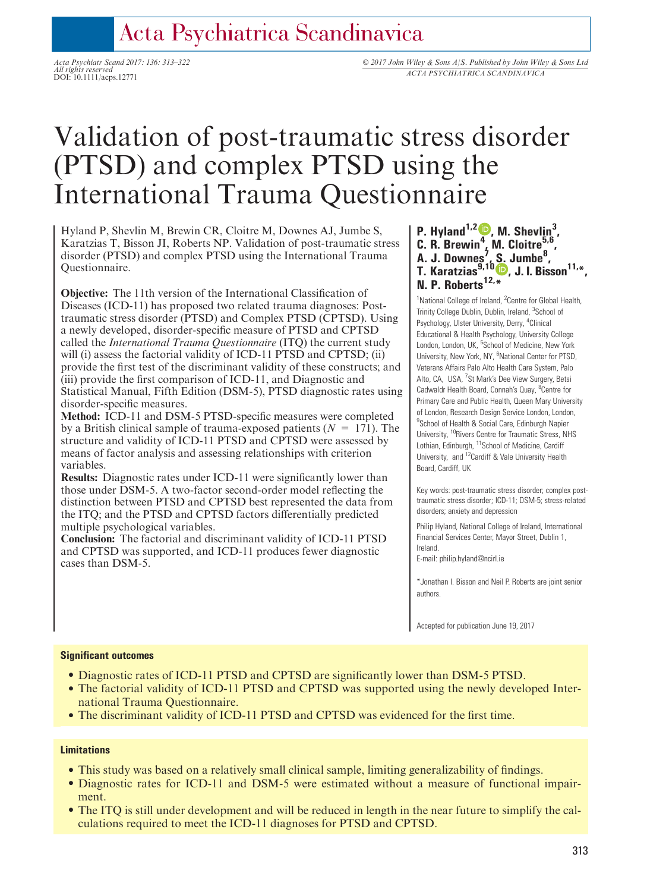# Validation of post-traumatic stress disorder (PTSD) and complex PTSD using the International Trauma Questionnaire

Hyland P, Shevlin M, Brewin CR, Cloitre M, Downes AJ, Jumbe S, Karatzias T, Bisson JI, Roberts NP. Validation of post-traumatic stress disorder (PTSD) and complex PTSD using the International Trauma Questionnaire.

**Objective:** The 11th version of the International Classification of Diseases (ICD-11) has proposed two related trauma diagnoses: Post-traumatic stress disorder (PTSD) and Complex PTSD (CPTSD). Using a newly developed, disorder-specific measure of PTSD and CPTSD called the *International Trauma Questionnaire* (ITQ) the current study will (i) assess the factorial validity of ICD-11 PTSD and CPTSD; (ii) provide the first test of the discriminant validity of these constructs; and (iii) provide the first comparison of ICD-11, and Diagnostic and Statistical Manual, Fifth Edition (DSM-5), PTSD diagnostic rates using disorder-specific measures.

**Method:** ICD-11 and DSM-5 PTSD-specific measures were completed by a British clinical sample of trauma-exposed patients ($N = 171$). The structure and validity of ICD-11 PTSD and CPTSD were assessed by means of factor analysis and assessing relationships with criterion variables.

**Results:** Diagnostic rates under ICD-11 were significantly lower than those under DSM-5. A two-factor second-order model reflecting the distinction between PTSD and CPTSD best represented the data from the ITQ; and the PTSD and CPTSD factors differentially predicted multiple psychological variables.

**Conclusion:** The factorial and discriminant validity of ICD-11 PTSD and CPTSD was supported, and ICD-11 produces fewer diagnostic cases than DSM-5.

**P. Hyland**[1,2]**, M. Shevlin**[3]**, C. R. Brewin**[4]**, M. Cloitre**[5,6]**, A. J. Downes**[7]**, S. Jumbe**[8]**, T. Karatzias**[9,10]**, J. I. Bisson**[11,*]**, N. P. Roberts**[12,*]

[1]National College of Ireland, [2]Centre for Global Health, Trinity College Dublin, Dublin, Ireland, [3]School of Psychology, Ulster University, Derry, [4]Clinical Educational & Health Psychology, University College London, London, UK, [5]School of Medicine, New York University, New York, NY, [6]National Center for PTSD, Veterans Affairs Palo Alto Health Care System, Palo Alto, CA, USA, [7]St Mark's Dee View Surgery, Betsi Cadwaldr Health Board, Connah's Quay, [8]Centre for Primary Care and Public Health, Queen Mary University of London, Research Design Service London, London, [9]School of Health & Social Care, Edinburgh Napier University, [10]Rivers Centre for Traumatic Stress, NHS Lothian, Edinburgh, [11]School of Medicine, Cardiff University, and [12]Cardiff & Vale University Health Board, Cardiff, UK

Key words: post-traumatic stress disorder; complex post-traumatic stress disorder; ICD-11; DSM-5; stress-related disorders; anxiety and depression

Philip Hyland, National College of Ireland, International Financial Services Center, Mayor Street, Dublin 1, Ireland.
E-mail: philip.hyland@ncirl.ie

*Jonathan I. Bisson and Neil P. Roberts are joint senior authors.

Accepted for publication June 19, 2017

### Significant outcomes

- Diagnostic rates of ICD-11 PTSD and CPTSD are significantly lower than DSM-5 PTSD.
- The factorial validity of ICD-11 PTSD and CPTSD was supported using the newly developed International Trauma Questionnaire.
- The discriminant validity of ICD-11 PTSD and CPTSD was evidenced for the first time.

### Limitations

- This study was based on a relatively small clinical sample, limiting generalizability of findings.
- Diagnostic rates for ICD-11 and DSM-5 were estimated without a measure of functional impairment.
- The ITQ is still under development and will be reduced in length in the near future to simplify the calculations required to meet the ICD-11 diagnoses for PTSD and CPTSD.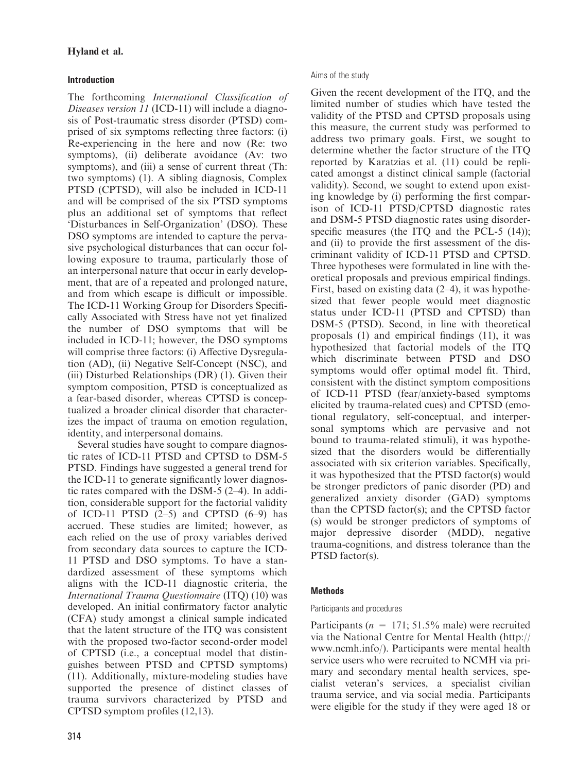## Introduction

The forthcoming *International Classification of Diseases version 11* (ICD-11) will include a diagnosis of Post-traumatic stress disorder (PTSD) comprised of six symptoms reflecting three factors: (i) Re-experiencing in the here and now (Re: two symptoms), (ii) deliberate avoidance (Av: two symptoms), and (iii) a sense of current threat (Th: two symptoms) (1). A sibling diagnosis, Complex PTSD (CPTSD), will also be included in ICD-11 and will be comprised of the six PTSD symptoms plus an additional set of symptoms that reflect 'Disturbances in Self-Organization' (DSO). These DSO symptoms are intended to capture the pervasive psychological disturbances that can occur following exposure to trauma, particularly those of an interpersonal nature that occur in early development, that are of a repeated and prolonged nature, and from which escape is difficult or impossible. The ICD-11 Working Group for Disorders Specifically Associated with Stress have not yet finalized the number of DSO symptoms that will be included in ICD-11; however, the DSO symptoms will comprise three factors: (i) Affective Dysregulation (AD), (ii) Negative Self-Concept (NSC), and (iii) Disturbed Relationships (DR) (1). Given their symptom composition, PTSD is conceptualized as a fear-based disorder, whereas CPTSD is conceptualized a broader clinical disorder that characterizes the impact of trauma on emotion regulation, identity, and interpersonal domains.

Several studies have sought to compare diagnostic rates of ICD-11 PTSD and CPTSD to DSM-5 PTSD. Findings have suggested a general trend for the ICD-11 to generate significantly lower diagnostic rates compared with the DSM-5 (2–4). In addition, considerable support for the factorial validity of ICD-11 PTSD (2–5) and CPTSD (6–9) has accrued. These studies are limited; however, as each relied on the use of proxy variables derived from secondary data sources to capture the ICD-11 PTSD and DSO symptoms. To have a standardized assessment of these symptoms which aligns with the ICD-11 diagnostic criteria, the *International Trauma Questionnaire* (ITQ) (10) was developed. An initial confirmatory factor analytic (CFA) study amongst a clinical sample indicated that the latent structure of the ITQ was consistent with the proposed two-factor second-order model of CPTSD (i.e., a conceptual model that distinguishes between PTSD and CPTSD symptoms) (11). Additionally, mixture-modeling studies have supported the presence of distinct classes of trauma survivors characterized by PTSD and CPTSD symptom profiles (12,13).

### Aims of the study

Given the recent development of the ITQ, and the limited number of studies which have tested the validity of the PTSD and CPTSD proposals using this measure, the current study was performed to address two primary goals. First, we sought to determine whether the factor structure of the ITQ reported by Karatzias et al. (11) could be replicated amongst a distinct clinical sample (factorial validity). Second, we sought to extend upon existing knowledge by (i) performing the first comparison of ICD-11 PTSD/CPTSD diagnostic rates and DSM-5 PTSD diagnostic rates using disorder-specific measures (the ITQ and the PCL-5 (14)); and (ii) to provide the first assessment of the discriminant validity of ICD-11 PTSD and CPTSD. Three hypotheses were formulated in line with theoretical proposals and previous empirical findings. First, based on existing data (2–4), it was hypothesized that fewer people would meet diagnostic status under ICD-11 (PTSD and CPTSD) than DSM-5 (PTSD). Second, in line with theoretical proposals (1) and empirical findings (11), it was hypothesized that factorial models of the ITQ which discriminate between PTSD and DSO symptoms would offer optimal model fit. Third, consistent with the distinct symptom compositions of ICD-11 PTSD (fear/anxiety-based symptoms elicited by trauma-related cues) and CPTSD (emotional regulatory, self-conceptual, and interpersonal symptoms which are pervasive and not bound to trauma-related stimuli), it was hypothesized that the disorders would be differentially associated with six criterion variables. Specifically, it was hypothesized that the PTSD factor(s) would be stronger predictors of panic disorder (PD) and generalized anxiety disorder (GAD) symptoms than the CPTSD factor(s); and the CPTSD factor (s) would be stronger predictors of symptoms of major depressive disorder (MDD), negative trauma-cognitions, and distress tolerance than the PTSD factor(s).

## Methods

### Participants and procedures

Participants ($n$ = 171; 51.5% male) were recruited via the National Centre for Mental Health (http://www.ncmh.info/). Participants were mental health service users who were recruited to NCMH via primary and secondary mental health services, specialist veteran's services, a specialist civilian trauma service, and via social media. Participants were eligible for the study if they were aged 18 or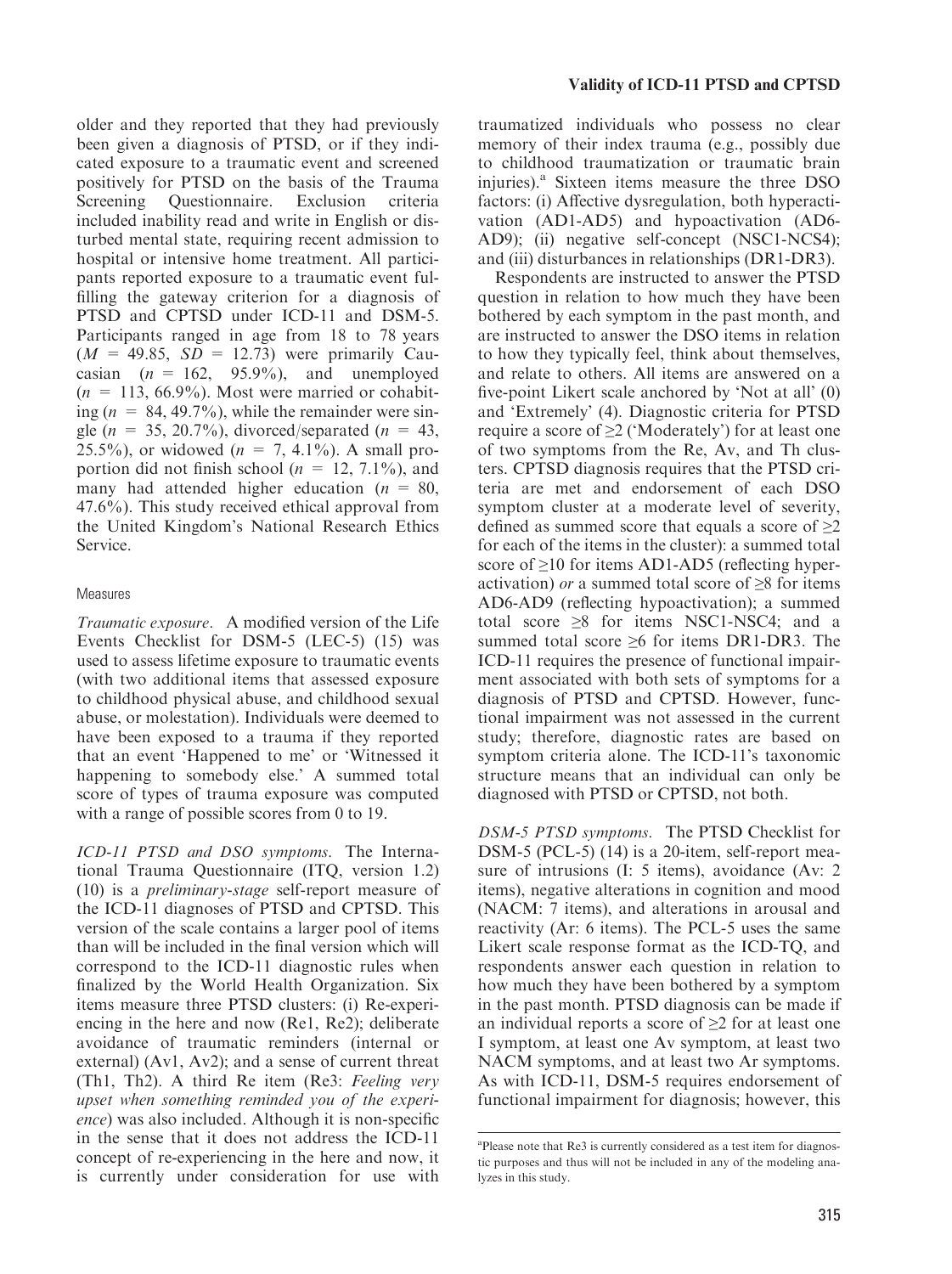older and they reported that they had previously been given a diagnosis of PTSD, or if they indicated exposure to a traumatic event and screened positively for PTSD on the basis of the Trauma Screening Questionnaire. Exclusion criteria included inability read and write in English or disturbed mental state, requiring recent admission to hospital or intensive home treatment. All participants reported exposure to a traumatic event fulfilling the gateway criterion for a diagnosis of PTSD and CPTSD under ICD-11 and DSM-5. Participants ranged in age from 18 to 78 years ($M$ = 49.85, $SD$ = 12.73) were primarily Caucasian ($n$ = 162, 95.9%), and unemployed ($n$ = 113, 66.9%). Most were married or cohabiting ($n$ = 84, 49.7%), while the remainder were single ($n$ = 35, 20.7%), divorced/separated ($n$ = 43, 25.5%), or widowed ($n$ = 7, 4.1%). A small proportion did not finish school ($n$ = 12, 7.1%), and many had attended higher education ($n$ = 80, 47.6%). This study received ethical approval from the United Kingdom's National Research Ethics Service.

### Measures

*Traumatic exposure*. A modified version of the Life Events Checklist for DSM-5 (LEC-5) (15) was used to assess lifetime exposure to traumatic events (with two additional items that assessed exposure to childhood physical abuse, and childhood sexual abuse, or molestation). Individuals were deemed to have been exposed to a trauma if they reported that an event 'Happened to me' or 'Witnessed it happening to somebody else.' A summed total score of types of trauma exposure was computed with a range of possible scores from 0 to 19.

*ICD-11 PTSD and DSO symptoms*. The International Trauma Questionnaire (ITQ, version 1.2) (10) is a *preliminary-stage* self-report measure of the ICD-11 diagnoses of PTSD and CPTSD. This version of the scale contains a larger pool of items than will be included in the final version which will correspond to the ICD-11 diagnostic rules when finalized by the World Health Organization. Six items measure three PTSD clusters: (i) Re-experiencing in the here and now (Re1, Re2); deliberate avoidance of traumatic reminders (internal or external) (Av1, Av2); and a sense of current threat (Th1, Th2). A third Re item (Re3: *Feeling very upset when something reminded you of the experience*) was also included. Although it is non-specific in the sense that it does not address the ICD-11 concept of re-experiencing in the here and now, it is currently under consideration for use with traumatized individuals who possess no clear memory of their index trauma (e.g., possibly due to childhood traumatization or traumatic brain injuries).[a] Sixteen items measure the three DSO factors: (i) Affective dysregulation, both hyperactivation (AD1-AD5) and hypoactivation (AD6-AD9); (ii) negative self-concept (NSC1-NCS4); and (iii) disturbances in relationships (DR1-DR3).

Respondents are instructed to answer the PTSD question in relation to how much they have been bothered by each symptom in the past month, and are instructed to answer the DSO items in relation to how they typically feel, think about themselves, and relate to others. All items are answered on a five-point Likert scale anchored by 'Not at all' (0) and 'Extremely' (4). Diagnostic criteria for PTSD require a score of $\geq$2 ('Moderately') for at least one of two symptoms from the Re, Av, and Th clusters. CPTSD diagnosis requires that the PTSD criteria are met and endorsement of each DSO symptom cluster at a moderate level of severity, defined as summed score that equals a score of $\geq$2 for each of the items in the cluster): a summed total score of $\geq$10 for items AD1-AD5 (reflecting hyperactivation) *or* a summed total score of $\geq$8 for items AD6-AD9 (reflecting hypoactivation); a summed total score $\geq$8 for items NSC1-NSC4; and a summed total score $\geq$6 for items DR1-DR3. The ICD-11 requires the presence of functional impairment associated with both sets of symptoms for a diagnosis of PTSD and CPTSD. However, functional impairment was not assessed in the current study; therefore, diagnostic rates are based on symptom criteria alone. The ICD-11's taxonomic structure means that an individual can only be diagnosed with PTSD or CPTSD, not both.

*DSM-5 PTSD symptoms*. The PTSD Checklist for DSM-5 (PCL-5) (14) is a 20-item, self-report measure of intrusions (I: 5 items), avoidance (Av: 2 items), negative alterations in cognition and mood (NACM: 7 items), and alterations in arousal and reactivity (Ar: 6 items). The PCL-5 uses the same Likert scale response format as the ICD-TQ, and respondents answer each question in relation to how much they have been bothered by a symptom in the past month. PTSD diagnosis can be made if an individual reports a score of $\geq$2 for at least one I symptom, at least one Av symptom, at least two NACM symptoms, and at least two Ar symptoms. As with ICD-11, DSM-5 requires endorsement of functional impairment for diagnosis; however, this

[a]Please note that Re3 is currently considered as a test item for diagnostic purposes and thus will not be included in any of the modeling analyzes in this study.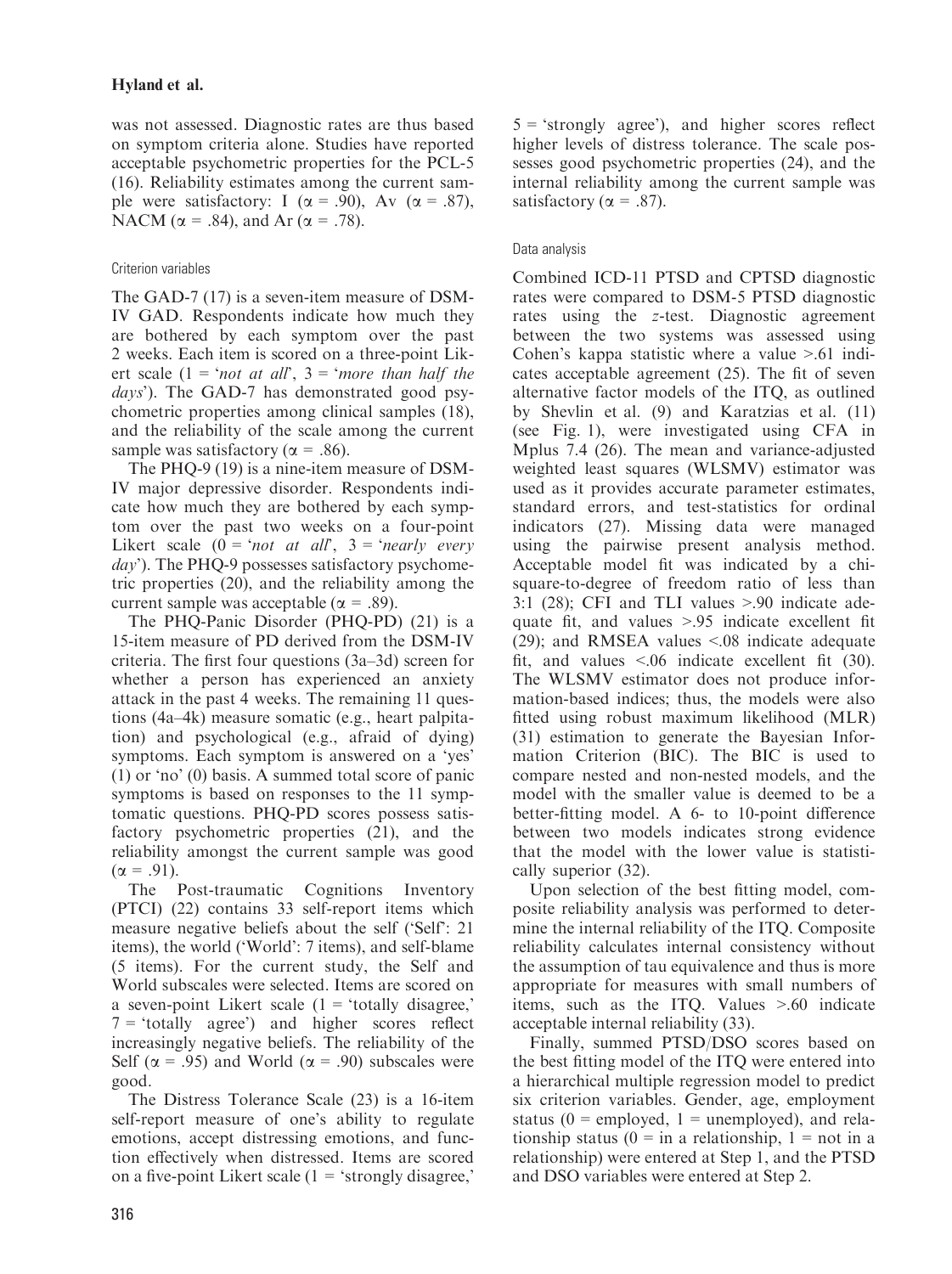was not assessed. Diagnostic rates are thus based on symptom criteria alone. Studies have reported acceptable psychometric properties for the PCL-5 (16). Reliability estimates among the current sample were satisfactory: I ($\alpha$ = .90), Av ($\alpha$ = .87), NACM ($\alpha$ = .84), and Ar ($\alpha$ = .78).

### Criterion variables

The GAD-7 (17) is a seven-item measure of DSM-IV GAD. Respondents indicate how much they are bothered by each symptom over the past 2 weeks. Each item is scored on a three-point Likert scale (1 = '*not at all*', 3 = '*more than half the days*'). The GAD-7 has demonstrated good psychometric properties among clinical samples (18), and the reliability of the scale among the current sample was satisfactory ($\alpha$ = .86).

The PHQ-9 (19) is a nine-item measure of DSM-IV major depressive disorder. Respondents indicate how much they are bothered by each symptom over the past two weeks on a four-point Likert scale (0 = '*not at all*', 3 = '*nearly every day*'). The PHQ-9 possesses satisfactory psychometric properties (20), and the reliability among the current sample was acceptable ($\alpha$ = .89).

The PHQ-Panic Disorder (PHQ-PD) (21) is a 15-item measure of PD derived from the DSM-IV criteria. The first four questions (3a–3d) screen for whether a person has experienced an anxiety attack in the past 4 weeks. The remaining 11 questions (4a–4k) measure somatic (e.g., heart palpitation) and psychological (e.g., afraid of dying) symptoms. Each symptom is answered on a 'yes' (1) or 'no' (0) basis. A summed total score of panic symptoms is based on responses to the 11 symptomatic questions. PHQ-PD scores possess satisfactory psychometric properties (21), and the reliability amongst the current sample was good ($\alpha$ = .91).

The Post-traumatic Cognitions Inventory (PTCI) (22) contains 33 self-report items which measure negative beliefs about the self ('Self': 21 items), the world ('World': 7 items), and self-blame (5 items). For the current study, the Self and World subscales were selected. Items are scored on a seven-point Likert scale (1 = 'totally disagree,' 7 = 'totally agree') and higher scores reflect increasingly negative beliefs. The reliability of the Self ($\alpha$ = .95) and World ($\alpha$ = .90) subscales were good.

The Distress Tolerance Scale (23) is a 16-item self-report measure of one's ability to regulate emotions, accept distressing emotions, and function effectively when distressed. Items are scored on a five-point Likert scale (1 = 'strongly disagree,' 5 = 'strongly agree'), and higher scores reflect higher levels of distress tolerance. The scale possesses good psychometric properties (24), and the internal reliability among the current sample was satisfactory ($\alpha$ = .87).

### Data analysis

Combined ICD-11 PTSD and CPTSD diagnostic rates were compared to DSM-5 PTSD diagnostic rates using the *z*-test. Diagnostic agreement between the two systems was assessed using Cohen's kappa statistic where a value >.61 indicates acceptable agreement (25). The fit of seven alternative factor models of the ITQ, as outlined by Shevlin et al. (9) and Karatzias et al. (11) (see Fig. 1), were investigated using CFA in Mplus 7.4 (26). The mean and variance-adjusted weighted least squares (WLSMV) estimator was used as it provides accurate parameter estimates, standard errors, and test-statistics for ordinal indicators (27). Missing data were managed using the pairwise present analysis method. Acceptable model fit was indicated by a chi-square-to-degree of freedom ratio of less than 3:1 (28); CFI and TLI values >.90 indicate adequate fit, and values >.95 indicate excellent fit (29); and RMSEA values <.08 indicate adequate fit, and values <.06 indicate excellent fit (30). The WLSMV estimator does not produce information-based indices; thus, the models were also fitted using robust maximum likelihood (MLR) (31) estimation to generate the Bayesian Information Criterion (BIC). The BIC is used to compare nested and non-nested models, and the model with the smaller value is deemed to be a better-fitting model. A 6- to 10-point difference between two models indicates strong evidence that the model with the lower value is statistically superior (32).

Upon selection of the best fitting model, composite reliability analysis was performed to determine the internal reliability of the ITQ. Composite reliability calculates internal consistency without the assumption of tau equivalence and thus is more appropriate for measures with small numbers of items, such as the ITQ. Values >.60 indicate acceptable internal reliability (33).

Finally, summed PTSD/DSO scores based on the best fitting model of the ITQ were entered into a hierarchical multiple regression model to predict six criterion variables. Gender, age, employment status (0 = employed, 1 = unemployed), and relationship status (0 = in a relationship, 1 = not in a relationship) were entered at Step 1, and the PTSD and DSO variables were entered at Step 2.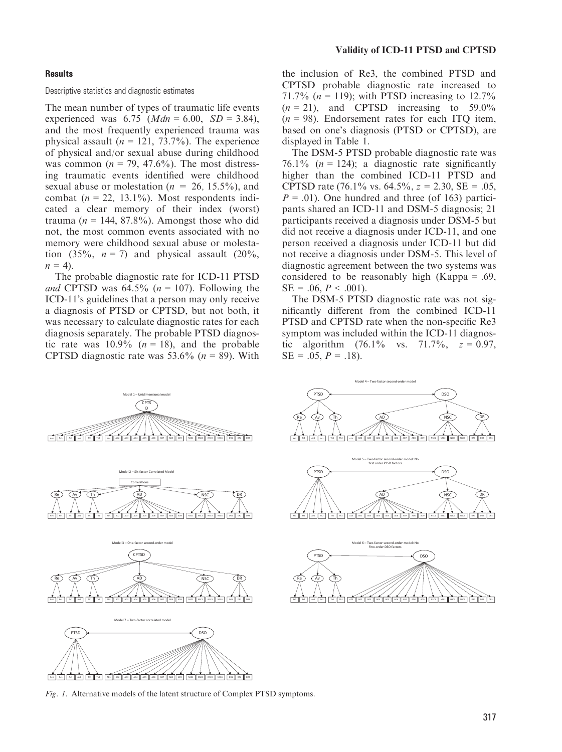## Results

Descriptive statistics and diagnostic estimates

The mean number of types of traumatic life events experienced was 6.75 ($Mdn$ = 6.00, $SD$ = 3.84), and the most frequently experienced trauma was physical assault ($n$ = 121, 73.7%). The experience of physical and/or sexual abuse during childhood was common ($n$ = 79, 47.6%). The most distressing traumatic events identified were childhood sexual abuse or molestation ($n$ = 26, 15.5%), and combat ($n$ = 22, 13.1%). Most respondents indicated a clear memory of their index (worst) trauma ($n$ = 144, 87.8%). Amongst those who did not, the most common events associated with no memory were childhood sexual abuse or molestation (35%, $n$ = 7) and physical assault (20%, $n$ = 4).

The probable diagnostic rate for ICD-11 PTSD *and* CPTSD was 64.5% ($n$ = 107). Following the ICD-11's guidelines that a person may only receive a diagnosis of PTSD or CPTSD, but not both, it was necessary to calculate diagnostic rates for each diagnosis separately. The probable PTSD diagnostic rate was 10.9% ($n$ = 18), and the probable CPTSD diagnostic rate was 53.6% ($n$ = 89). With the inclusion of Re3, the combined PTSD and CPTSD probable diagnostic rate increased to 71.7% ($n$ = 119); with PTSD increasing to 12.7% ($n$ = 21), and CPTSD increasing to 59.0% ($n$ = 98). Endorsement rates for each ITQ item, based on one's diagnosis (PTSD or CPTSD), are displayed in Table 1.

The DSM-5 PTSD probable diagnostic rate was 76.1% ($n$ = 124); a diagnostic rate significantly higher than the combined ICD-11 PTSD and CPTSD rate (76.1% vs. 64.5%, $z$ = 2.30, SE = .05, $P$ = .01). One hundred and three (of 163) participants shared an ICD-11 and DSM-5 diagnosis; 21 participants received a diagnosis under DSM-5 but did not receive a diagnosis under ICD-11, and one person received a diagnosis under ICD-11 but did not receive a diagnosis under DSM-5. This level of diagnostic agreement between the two systems was considered to be reasonably high (Kappa = .69, SE = .06, $P$ < .001).

The DSM-5 PTSD diagnostic rate was not significantly different from the combined ICD-11 PTSD and CPTSD rate when the non-specific Re3 symptom was included within the ICD-11 diagnostic algorithm (76.1% vs. 71.7%, $z$ = 0.97, SE = .05, $P$ = .18).

Model 1 – Unidimensional model

Model 2 – Six-factor Correlated Model

Model 3 – One-factor second-order model

Model 4 – Two-factor second-order model

Model 5 – Two-factor second-order model: No first order PTSD factors

Model 6 – Two-factor second-order model: No first-order DSO factors

Model 7 – Two-factor correlated model

*Fig. 1.* Alternative models of the latent structure of Complex PTSD symptoms.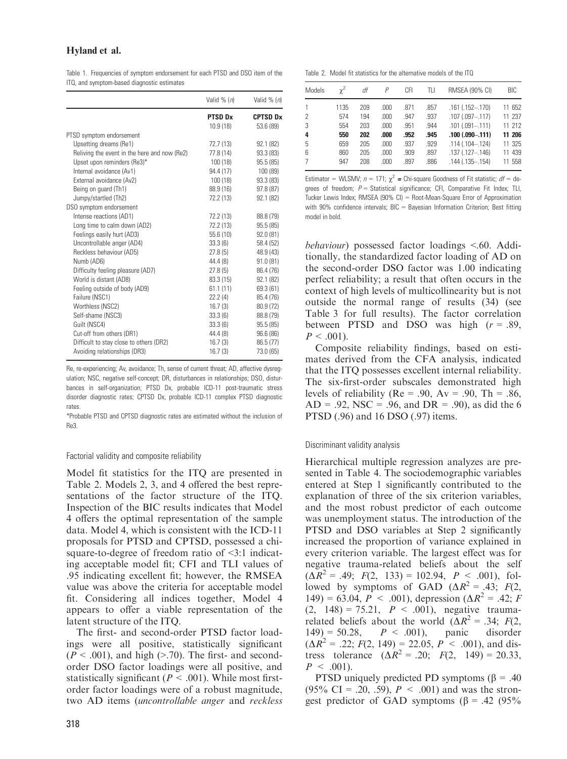Table 1. Frequencies of symptom endorsement for each PTSD and DSO item of the ITQ, and symptom-based diagnostic estimates

| | Valid % (*n*) | Valid % (*n*) |
|---|---|---|
| | **PTSD Dx** | **CPTSD Dx** |
| | 10.9 (18) | 53.6 (89) |
| PTSD symptom endorsement | | |
| Upsetting dreams (Re1) | 72.7 (13) | 92.1 (82) |
| Reliving the event in the here and now (Re2) | 77.8 (14) | 93.3 (83) |
| Upset upon reminders (Re3)* | 100 (18) | 95.5 (85) |
| Internal avoidance (Av1) | 94.4 (17) | 100 (89) |
| External avoidance (Av2) | 100 (18) | 93.3 (83) |
| Being on guard (Th1) | 88.9 (16) | 97.8 (87) |
| Jumpy/startled (Th2) | 72.2 (13) | 92.1 (82) |
| DSO symptom endorsement | | |
| Intense reactions (AD1) | 72.2 (13) | 88.8 (79) |
| Long time to calm down (AD2) | 72.2 (13) | 95.5 (85) |
| Feelings easily hurt (AD3) | 55.6 (10) | 92.0 (81) |
| Uncontrollable anger (AD4) | 33.3 (6) | 58.4 (52) |
| Reckless behaviour (AD5) | 27.8 (5) | 48.9 (43) |
| Numb (AD6) | 44.4 (8) | 91.0 (81) |
| Difficulty feeling pleasure (AD7) | 27.8 (5) | 86.4 (76) |
| World is distant (AD8) | 83.3 (15) | 92.1 (82) |
| Feeling outside of body (AD9) | 61.1 (11) | 69.3 (61) |
| Failure (NSC1) | 22.2 (4) | 85.4 (76) |
| Worthless (NSC2) | 16.7 (3) | 80.9 (72) |
| Self-shame (NSC3) | 33.3 (6) | 88.8 (79) |
| Guilt (NSC4) | 33.3 (6) | 95.5 (85) |
| Cut-off from others (DR1) | 44.4 (8) | 96.6 (86) |
| Difficult to stay close to others (DR2) | 16.7 (3) | 86.5 (77) |
| Avoiding relationships (DR3) | 16.7 (3) | 73.0 (65) |

Re, re-experiencing; Av, avoidance; Th, sense of current threat; AD, affective dysregulation; NSC, negative self-concept; DR, disturbances in relationships; DSO, disturbances in self-organization; PTSD Dx, probable ICD-11 post-traumatic stress disorder diagnostic rates; CPTSD Dx, probable ICD-11 complex PTSD diagnostic rates.

*Probable PTSD and CPTSD diagnostic rates are estimated without the inclusion of Re3.

Table 2. Model fit statistics for the alternative models of the ITQ

| Models | $\chi^2$ | *df* | *P* | CFI | TLI | RMSEA (90% CI) | BIC |
|---|---|---|---|---|---|---|---|
| 1 | 1135 | 209 | .000 | .871 | .857 | .161 (.152–.170) | 11 652 |
| 2 | 574 | 194 | .000 | .947 | .937 | .107 (.097–.117) | 11 237 |
| 3 | 554 | 203 | .000 | .951 | .944 | .101 (.091–.111) | 11 212 |
| **4** | **550** | **202** | **.000** | **.952** | **.945** | **.100 (.090–.111)** | **11 206** |
| 5 | 659 | 205 | .000 | .937 | .929 | .114 (.104–.124) | 11 325 |
| 6 | 860 | 205 | .000 | .909 | .897 | .137 (.127–.146) | 11 439 |
| 7 | 947 | 208 | .000 | .897 | .886 | .144 (.135–.154) | 11 558 |

Estimator = WLSMV; $n$ = 171; $\chi^2$ = Chi-square Goodness of Fit statistic; *df* = degrees of freedom; *P* = Statistical significance; CFI, Comparative Fit Index; TLI, Tucker Lewis Index; RMSEA (90% CI) = Root-Mean-Square Error of Approximation with 90% confidence intervals; BIC = Bayesian Information Criterion; Best fitting model in bold.

### Factorial validity and composite reliability

Model fit statistics for the ITQ are presented in Table 2. Models 2, 3, and 4 offered the best representations of the factor structure of the ITQ. Inspection of the BIC results indicates that Model 4 offers the optimal representation of the sample data. Model 4, which is consistent with the ICD-11 proposals for PTSD and CPTSD, possessed a chi-square-to-degree of freedom ratio of <3:1 indicating acceptable model fit; CFI and TLI values of .95 indicating excellent fit; however, the RMSEA value was above the criteria for acceptable model fit. Considering all indices together, Model 4 appears to offer a viable representation of the latent structure of the ITQ.

The first- and second-order PTSD factor loadings were all positive, statistically significant ($P$ < .001), and high (>.70). The first- and second-order DSO factor loadings were all positive, and statistically significant ($P$ < .001). While most first-order factor loadings were of a robust magnitude, two AD items (*uncontrollable anger* and *reckless behaviour*) possessed factor loadings <.60. Additionally, the standardized factor loading of AD on the second-order DSO factor was 1.00 indicating perfect reliability; a result that often occurs in the context of high levels of multicollinearity but is not outside the normal range of results (34) (see Table 3 for full results). The factor correlation between PTSD and DSO was high ($r$ = .89, $P$ < .001).

Composite reliability findings, based on estimates derived from the CFA analysis, indicated that the ITQ possesses excellent internal reliability. The six-first-order subscales demonstrated high levels of reliability (Re = .90, Av = .90, Th = .86, AD = .92, NSC = .96, and DR = .90), as did the 6 PTSD (.96) and 16 DSO (.97) items.

### Discriminant validity analysis

Hierarchical multiple regression analyzes are presented in Table 4. The sociodemographic variables entered at Step 1 significantly contributed to the explanation of three of the six criterion variables, and the most robust predictor of each outcome was unemployment status. The introduction of the PTSD and DSO variables at Step 2 significantly increased the proportion of variance explained in every criterion variable. The largest effect was for negative trauma-related beliefs about the self ($\Delta R^2$ = .49; $F$(2, 133) = 102.94, $P$ < .001), followed by symptoms of GAD ($\Delta R^2$ = .43; $F$(2, 149) = 63.04, $P$ < .001), depression ($\Delta R^2$ = .42; $F$ (2, 148) = 75.21, $P$ < .001), negative trauma-related beliefs about the world ($\Delta R^2$ = .34; $F$(2, 149) = 50.28, $P$ < .001), panic disorder ($\Delta R^2$ = .22; $F$(2, 149) = 22.05, $P$ < .001), and distress tolerance ($\Delta R^2$ = .20; $F$(2, 149) = 20.33, $P$ < .001).

PTSD uniquely predicted PD symptoms ($\beta$ = .40 (95% CI = .20, .59), $P$ < .001) and was the strongest predictor of GAD symptoms ($\beta$ = .42 (95%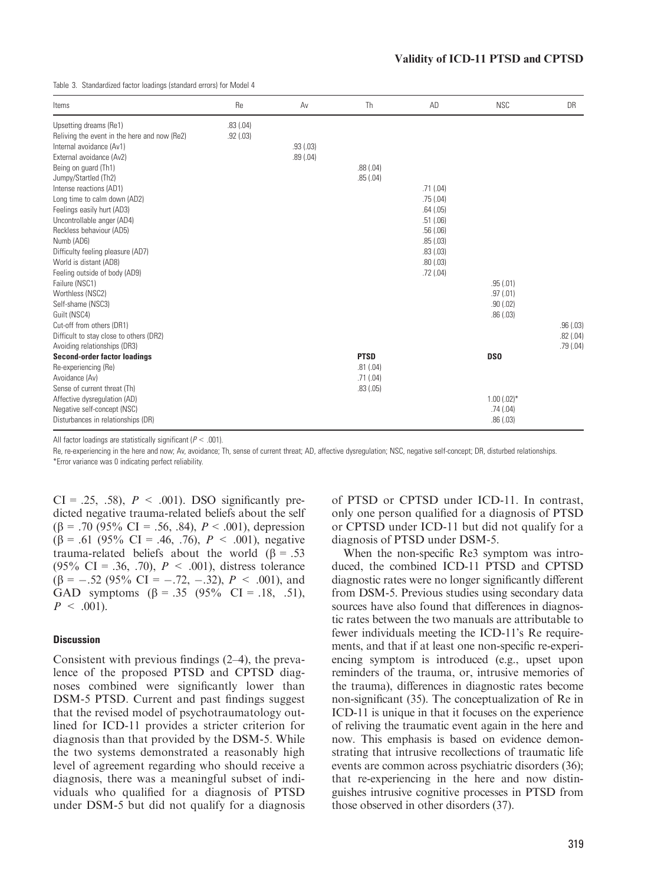Table 3. Standardized factor loadings (standard errors) for Model 4

| Items | Re | Av | Th | AD | NSC | DR |
|---|---|---|---|---|---|---|
| Upsetting dreams (Re1) | .83 (.04) | | | | | |
| Reliving the event in the here and now (Re2) | .92 (.03) | | | | | |
| Internal avoidance (Av1) | | .93 (.03) | | | | |
| External avoidance (Av2) | | .89 (.04) | | | | |
| Being on guard (Th1) | | | .88 (.04) | | | |
| Jumpy/Startled (Th2) | | | .85 (.04) | | | |
| Intense reactions (AD1) | | | | .71 (.04) | | |
| Long time to calm down (AD2) | | | | .75 (.04) | | |
| Feelings easily hurt (AD3) | | | | .64 (.05) | | |
| Uncontrollable anger (AD4) | | | | .51 (.06) | | |
| Reckless behaviour (AD5) | | | | .56 (.06) | | |
| Numb (AD6) | | | | .85 (.03) | | |
| Difficulty feeling pleasure (AD7) | | | | .83 (.03) | | |
| World is distant (AD8) | | | | .80 (.03) | | |
| Feeling outside of body (AD9) | | | | .72 (.04) | | |
| Failure (NSC1) | | | | | .95 (.01) | |
| Worthless (NSC2) | | | | | .97 (.01) | |
| Self-shame (NSC3) | | | | | .90 (.02) | |
| Guilt (NSC4) | | | | | .86 (.03) | |
| Cut-off from others (DR1) | | | | | | .96 (.03) |
| Difficult to stay close to others (DR2) | | | | | | .82 (.04) |
| Avoiding relationships (DR3) | | | | | | .79 (.04) |
| **Second-order factor loadings** | | | **PTSD** | | **DSO** | |
| Re-experiencing (Re) | | | .81 (.04) | | | |
| Avoidance (Av) | | | .71 (.04) | | | |
| Sense of current threat (Th) | | | .83 (.05) | | | |
| Affective dysregulation (AD) | | | | | 1.00 (.02)* | |
| Negative self-concept (NSC) | | | | | .74 (.04) | |
| Disturbances in relationships (DR) | | | | | .86 (.03) | |

All factor loadings are statistically significant ($P < .001$).

Re, re-experiencing in the here and now; Av, avoidance; Th, sense of current threat; AD, affective dysregulation; NSC, negative self-concept; DR, disturbed relationships.

*Error variance was 0 indicating perfect reliability.

CI = .25, .58), $P < .001$). DSO significantly predicted negative trauma-related beliefs about the self ($\beta = .70$ (95% CI = .56, .84), $P < .001$), depression ($\beta = .61$ (95% CI = .46, .76), $P < .001$), negative trauma-related beliefs about the world ($\beta = .53$ (95% CI = .36, .70), $P < .001$), distress tolerance ($\beta = -.52$ (95% CI = $-.72$, $-.32$), $P < .001$), and GAD symptoms ($\beta = .35$ (95% CI = .18, .51), $P < .001$).

### Discussion

Consistent with previous findings (2–4), the prevalence of the proposed PTSD and CPTSD diagnoses combined were significantly lower than DSM-5 PTSD. Current and past findings suggest that the revised model of psychotraumatology outlined for ICD-11 provides a stricter criterion for diagnosis than that provided by the DSM-5. While the two systems demonstrated a reasonably high level of agreement regarding who should receive a diagnosis, there was a meaningful subset of individuals who qualified for a diagnosis of PTSD under DSM-5 but did not qualify for a diagnosis of PTSD or CPTSD under ICD-11. In contrast, only one person qualified for a diagnosis of PTSD or CPTSD under ICD-11 but did not qualify for a diagnosis of PTSD under DSM-5.

When the non-specific Re3 symptom was introduced, the combined ICD-11 PTSD and CPTSD diagnostic rates were no longer significantly different from DSM-5. Previous studies using secondary data sources have also found that differences in diagnostic rates between the two manuals are attributable to fewer individuals meeting the ICD-11's Re requirements, and that if at least one non-specific re-experiencing symptom is introduced (e.g., upset upon reminders of the trauma, or, intrusive memories of the trauma), differences in diagnostic rates become non-significant (35). The conceptualization of Re in ICD-11 is unique in that it focuses on the experience of reliving the traumatic event again in the here and now. This emphasis is based on evidence demonstrating that intrusive recollections of traumatic life events are common across psychiatric disorders (36); that re-experiencing in the here and now distinguishes intrusive cognitive processes in PTSD from those observed in other disorders (37).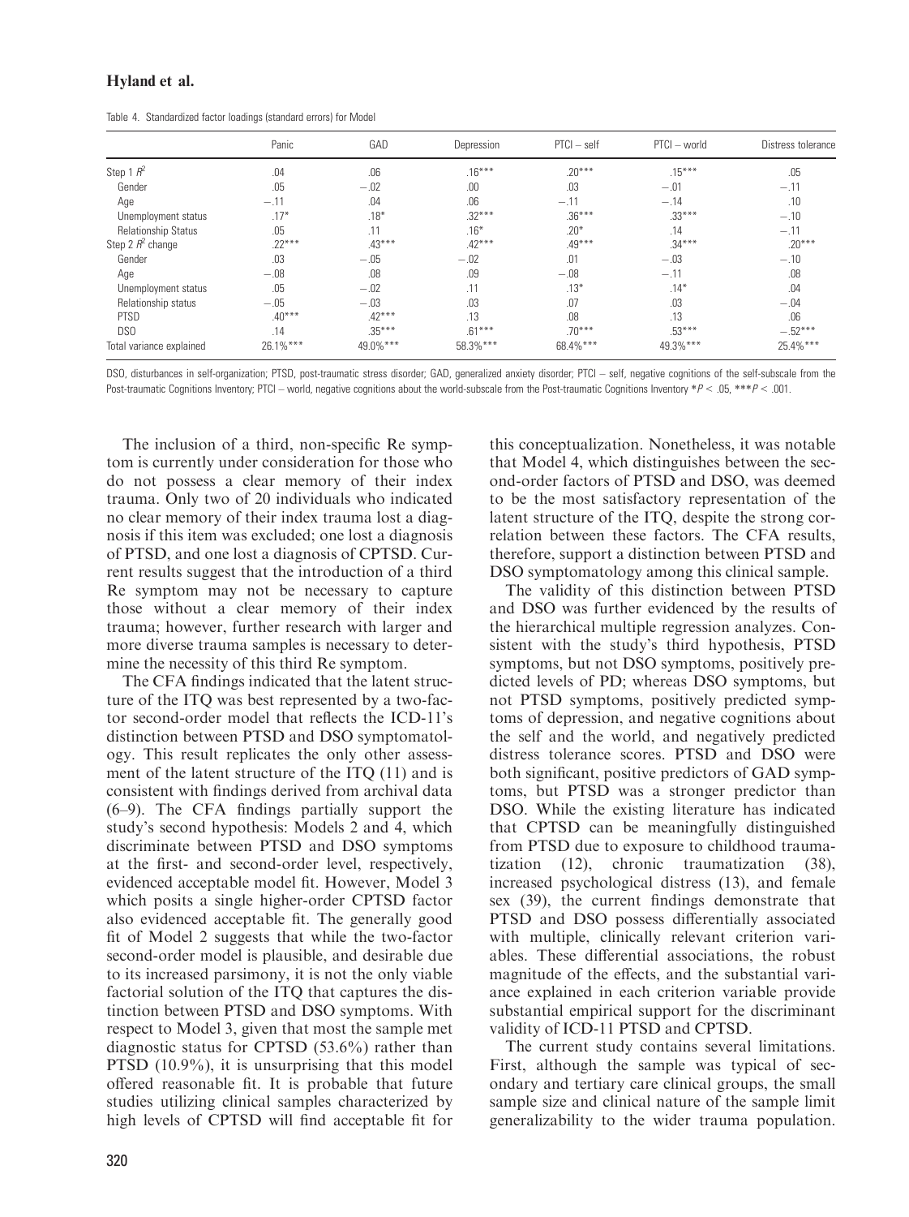Table 4. Standardized factor loadings (standard errors) for Model

| | Panic | GAD | Depression | PTCI – self | PTCI – world | Distress tolerance |
|---|---|---|---|---|---|---|
| Step 1 $R^2$ | .04 | .06 | .16*** | .20*** | .15*** | .05 |
| Gender | .05 | −.02 | .00 | .03 | −.01 | −.11 |
| Age | −.11 | .04 | .06 | −.11 | −.14 | .10 |
| Unemployment status | .17* | .18* | .32*** | .36*** | .33*** | −.10 |
| Relationship Status | .05 | .11 | .16* | .20* | .14 | −.11 |
| Step 2 $R^2$ change | .22*** | .43*** | .42*** | .49*** | .34*** | .20*** |
| Gender | .03 | −.05 | −.02 | .01 | −.03 | −.10 |
| Age | −.08 | .08 | .09 | −.08 | −.11 | .08 |
| Unemployment status | .05 | −.02 | .11 | .13* | .14* | .04 |
| Relationship status | −.05 | −.03 | .03 | .07 | .03 | −.04 |
| PTSD | .40*** | .42*** | .13 | .08 | .13 | .06 |
| DSO | .14 | .35*** | .61*** | .70*** | .53*** | −.52*** |
| Total variance explained | 26.1%*** | 49.0%*** | 58.3%*** | 68.4%*** | 49.3%*** | 25.4%*** |

DSO, disturbances in self-organization; PTSD, post-traumatic stress disorder; GAD, generalized anxiety disorder; PTCI – self, negative cognitions of the self-subscale from the Post-traumatic Cognitions Inventory; PTCI – world, negative cognitions about the world-subscale from the Post-traumatic Cognitions Inventory *$P < .05$, ***$P < .001$.

The inclusion of a third, non-specific Re symptom is currently under consideration for those who do not possess a clear memory of their index trauma. Only two of 20 individuals who indicated no clear memory of their index trauma lost a diagnosis if this item was excluded; one lost a diagnosis of PTSD, and one lost a diagnosis of CPTSD. Current results suggest that the introduction of a third Re symptom may not be necessary to capture those without a clear memory of their index trauma; however, further research with larger and more diverse trauma samples is necessary to determine the necessity of this third Re symptom.

The CFA findings indicated that the latent structure of the ITQ was best represented by a two-factor second-order model that reflects the ICD-11's distinction between PTSD and DSO symptomatology. This result replicates the only other assessment of the latent structure of the ITQ (11) and is consistent with findings derived from archival data (6–9). The CFA findings partially support the study's second hypothesis: Models 2 and 4, which discriminate between PTSD and DSO symptoms at the first- and second-order level, respectively, evidenced acceptable model fit. However, Model 3 which posits a single higher-order CPTSD factor also evidenced acceptable fit. The generally good fit of Model 2 suggests that while the two-factor second-order model is plausible, and desirable due to its increased parsimony, it is not the only viable factorial solution of the ITQ that captures the distinction between PTSD and DSO symptoms. With respect to Model 3, given that most the sample met diagnostic status for CPTSD (53.6%) rather than PTSD (10.9%), it is unsurprising that this model offered reasonable fit. It is probable that future studies utilizing clinical samples characterized by high levels of CPTSD will find acceptable fit for this conceptualization. Nonetheless, it was notable that Model 4, which distinguishes between the second-order factors of PTSD and DSO, was deemed to be the most satisfactory representation of the latent structure of the ITQ, despite the strong correlation between these factors. The CFA results, therefore, support a distinction between PTSD and DSO symptomatology among this clinical sample.

The validity of this distinction between PTSD and DSO was further evidenced by the results of the hierarchical multiple regression analyzes. Consistent with the study's third hypothesis, PTSD symptoms, but not DSO symptoms, positively predicted levels of PD; whereas DSO symptoms, but not PTSD symptoms, positively predicted symptoms of depression, and negative cognitions about the self and the world, and negatively predicted distress tolerance scores. PTSD and DSO were both significant, positive predictors of GAD symptoms, but PTSD was a stronger predictor than DSO. While the existing literature has indicated that CPTSD can be meaningfully distinguished from PTSD due to exposure to childhood traumatization (12), chronic traumatization (38), increased psychological distress (13), and female sex (39), the current findings demonstrate that PTSD and DSO possess differentially associated with multiple, clinically relevant criterion variables. These differential associations, the robust magnitude of the effects, and the substantial variance explained in each criterion variable provide substantial empirical support for the discriminant validity of ICD-11 PTSD and CPTSD.

The current study contains several limitations. First, although the sample was typical of secondary and tertiary care clinical groups, the small sample size and clinical nature of the sample limit generalizability to the wider trauma population.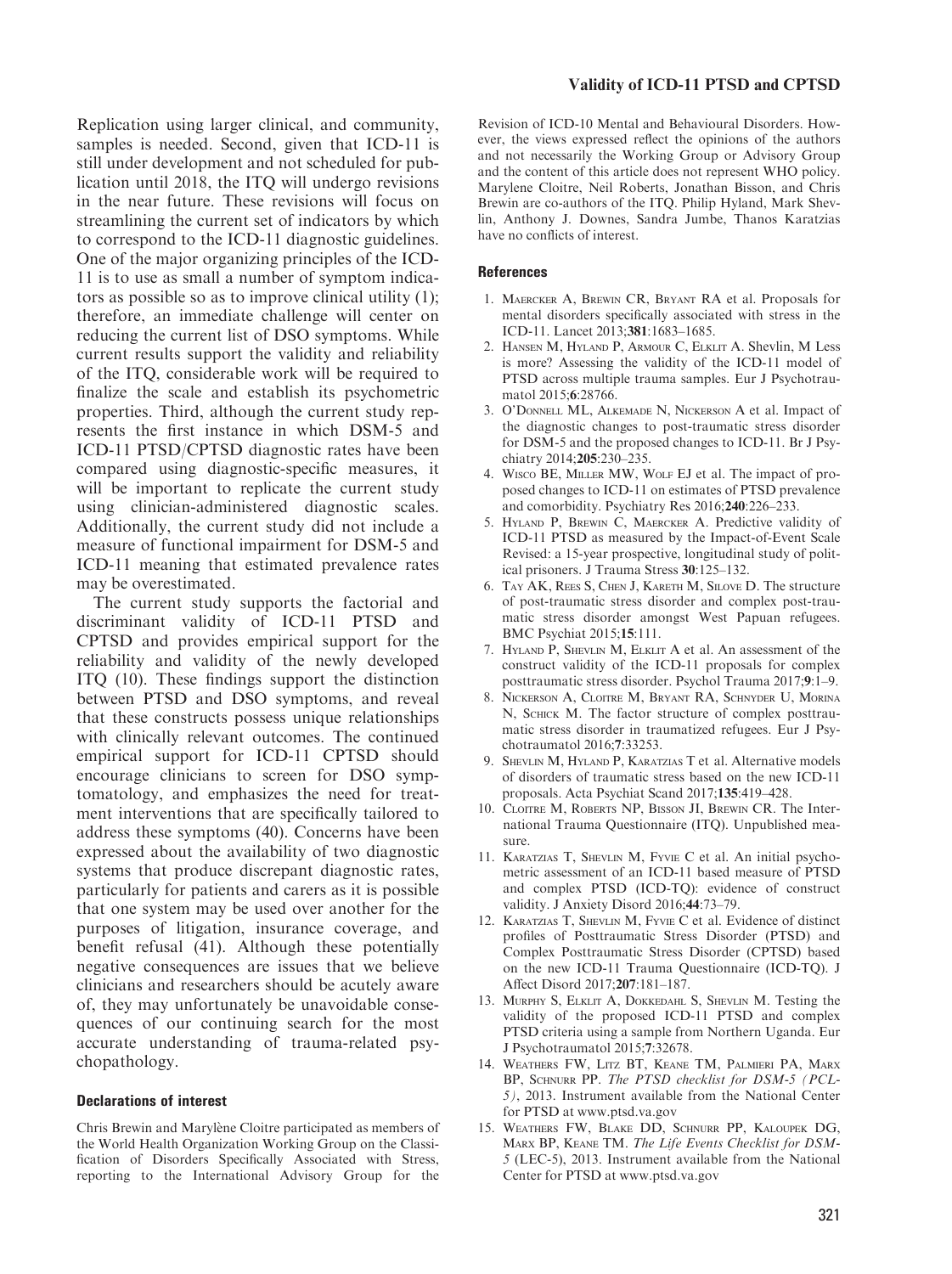Replication using larger clinical, and community, samples is needed. Second, given that ICD-11 is still under development and not scheduled for publication until 2018, the ITQ will undergo revisions in the near future. These revisions will focus on streamlining the current set of indicators by which to correspond to the ICD-11 diagnostic guidelines. One of the major organizing principles of the ICD-11 is to use as small a number of symptom indicators as possible so as to improve clinical utility (1); therefore, an immediate challenge will center on reducing the current list of DSO symptoms. While current results support the validity and reliability of the ITQ, considerable work will be required to finalize the scale and establish its psychometric properties. Third, although the current study represents the first instance in which DSM-5 and ICD-11 PTSD/CPTSD diagnostic rates have been compared using diagnostic-specific measures, it will be important to replicate the current study using clinician-administered diagnostic scales. Additionally, the current study did not include a measure of functional impairment for DSM-5 and ICD-11 meaning that estimated prevalence rates may be overestimated.

The current study supports the factorial and discriminant validity of ICD-11 PTSD and CPTSD and provides empirical support for the reliability and validity of the newly developed ITQ (10). These findings support the distinction between PTSD and DSO symptoms, and reveal that these constructs possess unique relationships with clinically relevant outcomes. The continued empirical support for ICD-11 CPTSD should encourage clinicians to screen for DSO symptomatology, and emphasizes the need for treatment interventions that are specifically tailored to address these symptoms (40). Concerns have been expressed about the availability of two diagnostic systems that produce discrepant diagnostic rates, particularly for patients and carers as it is possible that one system may be used over another for the purposes of litigation, insurance coverage, and benefit refusal (41). Although these potentially negative consequences are issues that we believe clinicians and researchers should be acutely aware of, they may unfortunately be unavoidable consequences of our continuing search for the most accurate understanding of trauma-related psychopathology.

### Declarations of interest

Chris Brewin and Marylène Cloitre participated as members of the World Health Organization Working Group on the Classification of Disorders Specifically Associated with Stress, reporting to the International Advisory Group for the Revision of ICD-10 Mental and Behavioural Disorders. However, the views expressed reflect the opinions of the authors and not necessarily the Working Group or Advisory Group and the content of this article does not represent WHO policy. Marylene Cloitre, Neil Roberts, Jonathan Bisson, and Chris Brewin are co-authors of the ITQ. Philip Hyland, Mark Shevlin, Anthony J. Downes, Sandra Jumbe, Thanos Karatzias have no conflicts of interest.

### References

1. Maercker A, Brewin CR, Bryant RA et al. Proposals for mental disorders specifically associated with stress in the ICD-11. Lancet 2013;**381**:1683–1685.
2. Hansen M, Hyland P, Armour C, Elklit A. Shevlin, M Less is more? Assessing the validity of the ICD-11 model of PTSD across multiple trauma samples. Eur J Psychotraumatol 2015;**6**:28766.
3. O'Donnell ML, Alkemade N, Nickerson A et al. Impact of the diagnostic changes to post-traumatic stress disorder for DSM-5 and the proposed changes to ICD-11. Br J Psychiatry 2014;**205**:230–235.
4. Wisco BE, Miller MW, Wolf EJ et al. The impact of proposed changes to ICD-11 on estimates of PTSD prevalence and comorbidity. Psychiatry Res 2016;**240**:226–233.
5. Hyland P, Brewin C, Maercker A. Predictive validity of ICD-11 PTSD as measured by the Impact-of-Event Scale Revised: a 15-year prospective, longitudinal study of political prisoners. J Trauma Stress **30**:125–132.
6. Tay AK, Rees S, Chen J, Kareth M, Silove D. The structure of post-traumatic stress disorder and complex post-traumatic stress disorder amongst West Papuan refugees. BMC Psychiat 2015;**15**:111.
7. Hyland P, Shevlin M, Elklit A et al. An assessment of the construct validity of the ICD-11 proposals for complex posttraumatic stress disorder. Psychol Trauma 2017;**9**:1–9.
8. Nickerson A, Cloitre M, Bryant RA, Schnyder U, Morina N, Schick M. The factor structure of complex posttraumatic stress disorder in traumatized refugees. Eur J Psychotraumatol 2016;**7**:33253.
9. Shevlin M, Hyland P, Karatzias T et al. Alternative models of disorders of traumatic stress based on the new ICD-11 proposals. Acta Psychiat Scand 2017;**135**:419–428.
10. Cloitre M, Roberts NP, Bisson JI, Brewin CR. The International Trauma Questionnaire (ITQ). Unpublished measure.
11. Karatzias T, Shevlin M, Fyvie C et al. An initial psychometric assessment of an ICD-11 based measure of PTSD and complex PTSD (ICD-TQ): evidence of construct validity. J Anxiety Disord 2016;**44**:73–79.
12. Karatzias T, Shevlin M, Fyvie C et al. Evidence of distinct profiles of Posttraumatic Stress Disorder (PTSD) and Complex Posttraumatic Stress Disorder (CPTSD) based on the new ICD-11 Trauma Questionnaire (ICD-TQ). J Affect Disord 2017;**207**:181–187.
13. Murphy S, Elklit A, Dokkedahl S, Shevlin M. Testing the validity of the proposed ICD-11 PTSD and complex PTSD criteria using a sample from Northern Uganda. Eur J Psychotraumatol 2015;**7**:32678.
14. Weathers FW, Litz BT, Keane TM, Palmieri PA, Marx BP, Schnurr PP. *The PTSD checklist for DSM-5 (PCL-5)*, 2013. Instrument available from the National Center for PTSD at www.ptsd.va.gov
15. Weathers FW, Blake DD, Schnurr PP, Kaloupek DG, Marx BP, Keane TM. *The Life Events Checklist for DSM-5* (LEC-5), 2013. Instrument available from the National Center for PTSD at www.ptsd.va.gov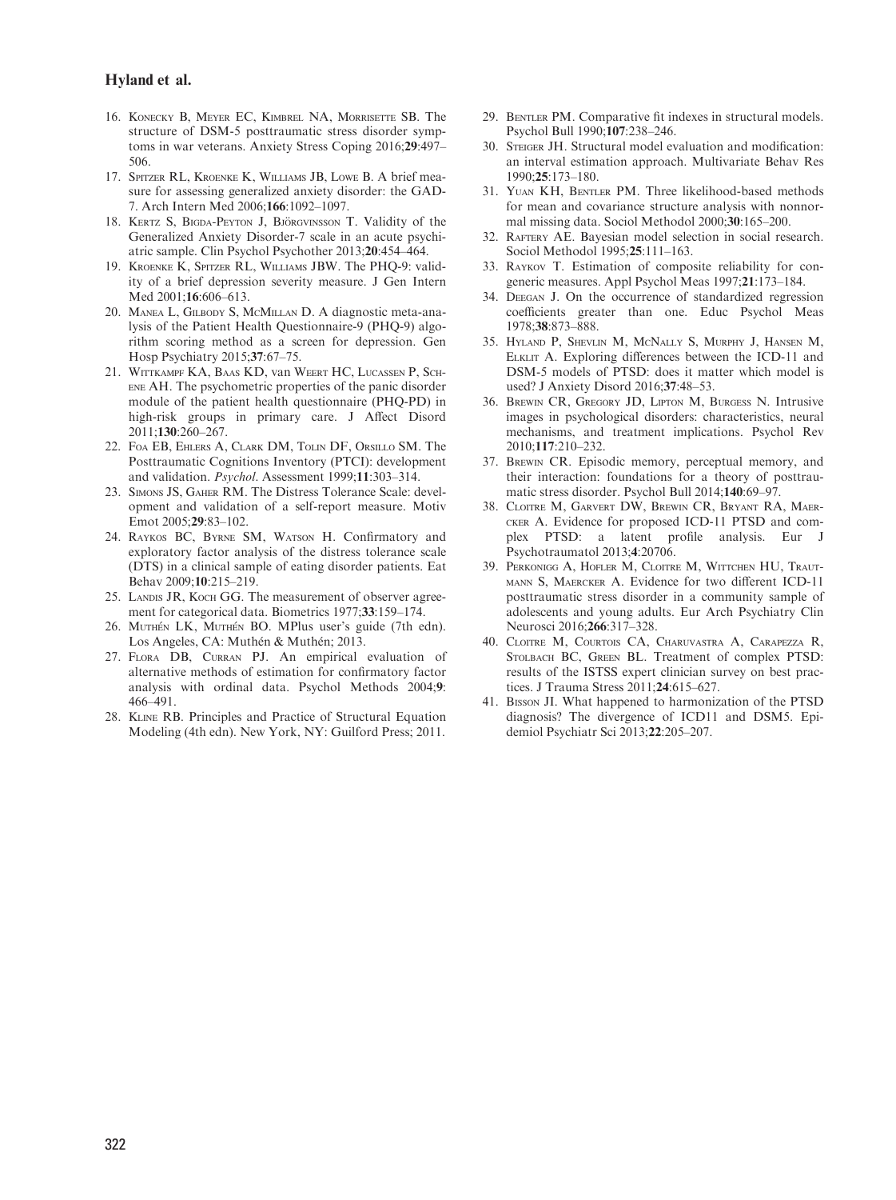16. Konecky B, Meyer EC, Kimbrel NA, Morrisette SB. The structure of DSM-5 posttraumatic stress disorder symptoms in war veterans. Anxiety Stress Coping 2016;**29**:497–506.
17. Spitzer RL, Kroenke K, Williams JB, Lowe B. A brief measure for assessing generalized anxiety disorder: the GAD-7. Arch Intern Med 2006;**166**:1092–1097.
18. Kertz S, Bigda-Peyton J, Björgvinsson T. Validity of the Generalized Anxiety Disorder-7 scale in an acute psychiatric sample. Clin Psychol Psychother 2013;**20**:454–464.
19. Kroenke K, Spitzer RL, Williams JBW. The PHQ-9: validity of a brief depression severity measure. J Gen Intern Med 2001;**16**:606–613.
20. Manea L, Gilbody S, McMillan D. A diagnostic meta-analysis of the Patient Health Questionnaire-9 (PHQ-9) algorithm scoring method as a screen for depression. Gen Hosp Psychiatry 2015;**37**:67–75.
21. Wittkampf KA, Baas KD, van Weert HC, Lucassen P, Schene AH. The psychometric properties of the panic disorder module of the patient health questionnaire (PHQ-PD) in high-risk groups in primary care. J Affect Disord 2011;**130**:260–267.
22. Foa EB, Ehlers A, Clark DM, Tolin DF, Orsillo SM. The Posttraumatic Cognitions Inventory (PTCI): development and validation. *Psychol*. Assessment 1999;**11**:303–314.
23. Simons JS, Gaher RM. The Distress Tolerance Scale: development and validation of a self-report measure. Motiv Emot 2005;**29**:83–102.
24. Raykos BC, Byrne SM, Watson H. Confirmatory and exploratory factor analysis of the distress tolerance scale (DTS) in a clinical sample of eating disorder patients. Eat Behav 2009;**10**:215–219.
25. Landis JR, Koch GG. The measurement of observer agreement for categorical data. Biometrics 1977;**33**:159–174.
26. Muthén LK, Muthén BO. MPlus user's guide (7th edn). Los Angeles, CA: Muthén & Muthén; 2013.
27. Flora DB, Curran PJ. An empirical evaluation of alternative methods of estimation for confirmatory factor analysis with ordinal data. Psychol Methods 2004;**9**: 466–491.
28. Kline RB. Principles and Practice of Structural Equation Modeling (4th edn). New York, NY: Guilford Press; 2011.
29. Bentler PM. Comparative fit indexes in structural models. Psychol Bull 1990;**107**:238–246.
30. Steiger JH. Structural model evaluation and modification: an interval estimation approach. Multivariate Behav Res 1990;**25**:173–180.
31. Yuan KH, Bentler PM. Three likelihood-based methods for mean and covariance structure analysis with nonnormal missing data. Sociol Methodol 2000;**30**:165–200.
32. Raftery AE. Bayesian model selection in social research. Sociol Methodol 1995;**25**:111–163.
33. Raykov T. Estimation of composite reliability for congeneric measures. Appl Psychol Meas 1997;**21**:173–184.
34. Deegan J. On the occurrence of standardized regression coefficients greater than one. Educ Psychol Meas 1978;**38**:873–888.
35. Hyland P, Shevlin M, McNally S, Murphy J, Hansen M, Elklit A. Exploring differences between the ICD-11 and DSM-5 models of PTSD: does it matter which model is used? J Anxiety Disord 2016;**37**:48–53.
36. Brewin CR, Gregory JD, Lipton M, Burgess N. Intrusive images in psychological disorders: characteristics, neural mechanisms, and treatment implications. Psychol Rev 2010;**117**:210–232.
37. Brewin CR. Episodic memory, perceptual memory, and their interaction: foundations for a theory of posttraumatic stress disorder. Psychol Bull 2014;**140**:69–97.
38. Cloitre M, Garvert DW, Brewin CR, Bryant RA, Maercker A. Evidence for proposed ICD-11 PTSD and complex PTSD: a latent profile analysis. Eur J Psychotraumatol 2013;**4**:20706.
39. Perkonigg A, Hofler M, Cloitre M, Wittchen HU, Trautmann S, Maercker A. Evidence for two different ICD-11 posttraumatic stress disorder in a community sample of adolescents and young adults. Eur Arch Psychiatry Clin Neurosci 2016;**266**:317–328.
40. Cloitre M, Courtois CA, Charuvastra A, Carapezza R, Stolbach BC, Green BL. Treatment of complex PTSD: results of the ISTSS expert clinician survey on best practices. J Trauma Stress 2011;**24**:615–627.
41. Bisson JI. What happened to harmonization of the PTSD diagnosis? The divergence of ICD11 and DSM5. Epidemiol Psychiatr Sci 2013;**22**:205–207.